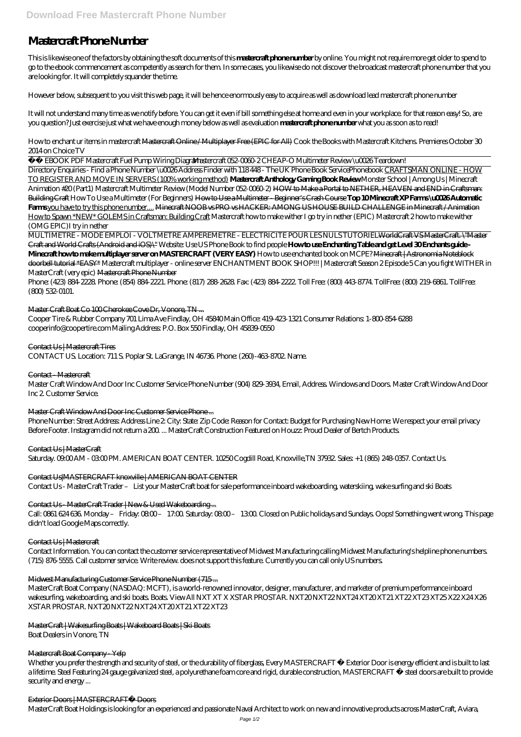# Mastercraft Phone Number

This is likewise one of the factors by obtaining the soft documents of this **mastercraft phone number** by online. You might not require more get older to spend to go to the ebook commencement as competently as search for them. In some cases, you likewise do not discover the broadcast mastercraft phone number that you are looking for. It will completely squander the time.

However below, subsequent to you visit this web page, it will be hence enormously easy to acquire as well as download lead mastercraft phone number

It will not understand many time as we notify before. You can get it even if bill something else at home and even in your workplace. for that reason easy! So, are you question? Just exercise just what we have enough money below as well as evaluation **mastercraft phone number** what you as soon as to read!

*How to enchant ur items in mastercraft* Mastercraft Online / Multiplayer Free (EPIC for All) *Cook the Books with Mastercraft Kitchens. Premieres October 30 2014 on Choice TV*

☘️ EBOOK PDF Mastercraft Fuel Pump Wiring Diagram *Mastercraft 052-0060-2 CHEAP-O Multimeter Review \u0026 Teardown!*

Directory Enquiries - Find a Phone Number \u0026 Address Finder with 118 448 - The UK Phone Book Service*Phonebook* CRAFTSMAN ONLINE - HOW TO REGISTER AND MOVE IN SERVERS (100% working method) **Mastercraft Anthology Gaming Book Review** *Monster School | Among Us | Minecraft Animation #20 (Part1) Mastercraft Multimeter Review (Model Number 052-0060-2)* HOW to Make a Portal to NETHER, HEAVEN and END in Craftsman: Building Craft *How To Use a Multimeter (For Beginners)* How to Use a Multimeter - Beginner's Crash Course **Top 10 Minecraft XP Farms \u0026 Automatic Farms** you have to try this phone number.... Minecraft NOOB vs PRO vs HACKER: AMONG US HOUSE BUILD CHALLENGE in Minecraft / Animation How to Spawn *NEW* GOLEMS in Craftsman: Building Craft *Mastercraft how to make wither I go try in nether (EPIC) Mastercraft 2 how to make wither (OMG EPIC)I try in nether*

MULTIMETRE - MODE EMPLOI - VOLTMETRE AMPEREMETRE - ELECTRICITE POUR LES NULS TUTORIEL WorldCraft VS MasterCraft. \"Master Craft and World Crafts (Android and iOS)\" *Website: Use US Phone Book to find people* **How to use Enchanting Table and get Level 30 Enchants guide - Minecraft how to make multiplayer server on MASTERCRAFT (VERY EASY)** *How to use enchanted book on MCPE?* Minecraft | Astronomia Noteblock doorbell tutorial *EASY* *Mastercraft multiplayer - online server ENCHANTMENT BOOK SHOP!!! | Mastercraft Season 2 Episode 5 Can you fight WITHER in MasterCraft (very epic)* Mastercraft Phone Number

Phone: (423) 884-2228. Phone: (854) 884-2221. Phone: (817) 288-2628. Fax: (423) 884-2222. Toll Free: (800) 443-8774. TollFree: (800) 219-6861. TollFree: (800) 532-0101.

Master Craft Boat Co 100 Cherokee Cove Dr, Vonore, TN ...

Cooper Tire & Rubber Company 701 Lima Ave Findlay, OH 45840 Main Office: 419-423-1321 Consumer Relations: 1-800-854-6288 cooperinfo@coopertire.com Mailing Address: P.O. Box 550 Findlay, OH 45839-0550

Contact Us | Mastercraft Tires

CONTACT US. Location: 711 S. Poplar St. LaGrange, IN 46736. Phone: (260)-463-8702. Name.

Contact - Mastercraft

Master Craft Window And Door Inc Customer Service Phone Number (904) 829-3934, Email, Address. Windows and Doors. Master Craft Window And Door Inc 2. Customer Service.

Master Craft Window And Door Inc Customer Service Phone ...

Phone Number: Street Address: Address Line 2: City: State: Zip Code: Reason for Contact: Budget for Purchasing New Home: We respect your email privacy Before Footer. Instagram did not return a 200. ... MasterCraft Construction Featured on Houzz: Proud Dealer of Bertch Products.

Contact Us | MasterCraft

Saturday. 09:00 AM - 03:00 PM. AMERICAN BOAT CENTER. 10250 Cogdill Road, Knoxville,TN 37932. Sales: +1 (865) 248-0357. Contact Us.

Contact Us|MASTERCRAFT knoxville | AMERICAN BOAT CENTER

Contact Us - MasterCraft Trader – List your MasterCraft boat for sale performance inboard wakeboarding, waterskiing, wake surfing and ski Boats

Contact Us - MasterCraft Trader | New & Used Wakeboarding ...

Call: 0861 624 636. Monday – Friday: 08:00 – 17:00. Saturday: 08:00 – 13:00. Closed on Public holidays and Sundays. Oops! Something went wrong. This page didn't load Google Maps correctly.

Contact Us | Mastercraft

Contact Information. You can contact the customer service representative of Midwest Manufacturing calling Midwest Manufacturing's helpline phone numbers. (715) 876-5555. Call customer service. Write review. does not support this feature. Currently you can call only US numbers.

Midwest Manufacturing Customer Service Phone Number (715 ...

MasterCraft Boat Company (NASDAQ: MCFT), is a world-renowned innovator, designer, manufacturer, and marketer of premium performance inboard wakesurfing, wakeboarding, and ski boats. Boats. View All NXT XT X XSTAR PROSTAR. NXT20 NXT22 NXT24 XT20 XT21 XT22 XT23 XT25 X22 X24 X26 XSTAR PROSTAR. NXT20 NXT22 NXT24 XT20 XT21 XT22 XT23

MasterCraft | Wakesurfing Boats | Wakeboard Boats | Ski Boats

Boat Dealers in Vonore, TN

Mastercraft Boat Company - Yelp

Whether you prefer the strength and security of steel, or the durability of fiberglass, Every MASTERCRAFT ® Exterior Door is energy efficient and is built to last a lifetime. Steel Featuring 24 gauge galvanized steel, a polyurethane foam core and rigid, durable construction, MASTERCRAFT ® steel doors are built to provide security and energy ...

Exterior Doors | MASTERCRAFT® Doors

MasterCraft Boat Holdings is looking for an experienced and passionate Naval Architect to work on new and innovative products across MasterCraft, Aviara,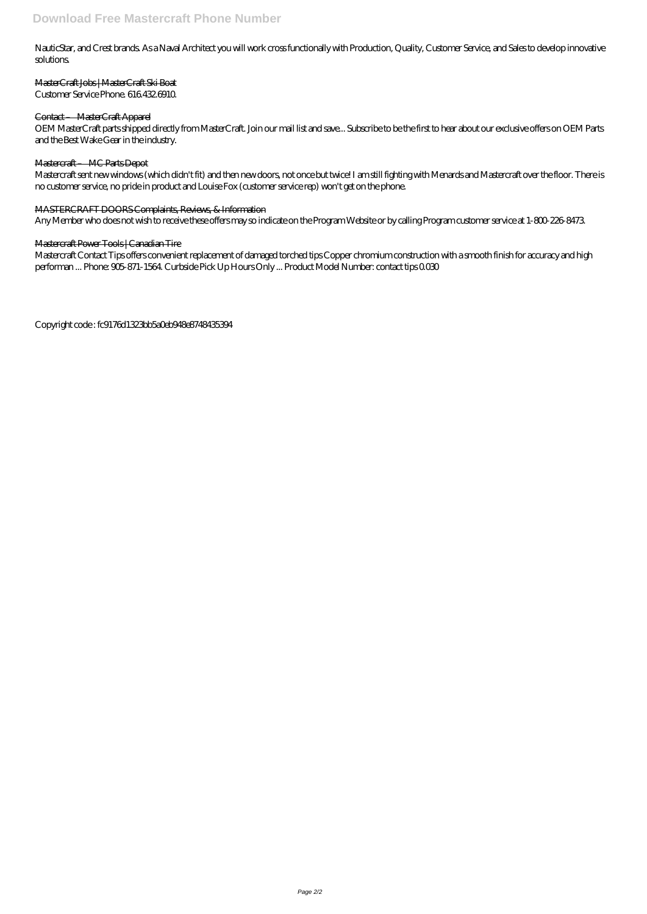NauticStar, and Crest brands. As a Naval Architect you will work cross functionally with Production, Quality, Customer Service, and Sales to develop innovative solutions.

MasterCraft Jobs | MasterCraft Ski Boat
Customer Service Phone. 616.432.6910.

Contact – MasterCraft Apparel
OEM MasterCraft parts shipped directly from MasterCraft. Join our mail list and save... Subscribe to be the first to hear about our exclusive offers on OEM Parts and the Best Wake Gear in the industry.

Mastercraft – MC Parts Depot
Mastercraft sent new windows (which didn't fit) and then new doors, not once but twice! I am still fighting with Menards and Mastercraft over the floor. There is no customer service, no pride in product and Louise Fox (customer service rep) won't get on the phone.

MASTERCRAFT DOORS Complaints, Reviews, & Information
Any Member who does not wish to receive these offers may so indicate on the Program Website or by calling Program customer service at 1-800-226-8473.

Mastercraft Power Tools | Canadian Tire
Mastercraft Contact Tips offers convenient replacement of damaged torched tips Copper chromium construction with a smooth finish for accuracy and high performan ... Phone: 905-871-1564. Curbside Pick Up Hours Only ... Product Model Number: contact tips 0.030

Copyright code : fc9176d1323bb5a0eb948e8748435394